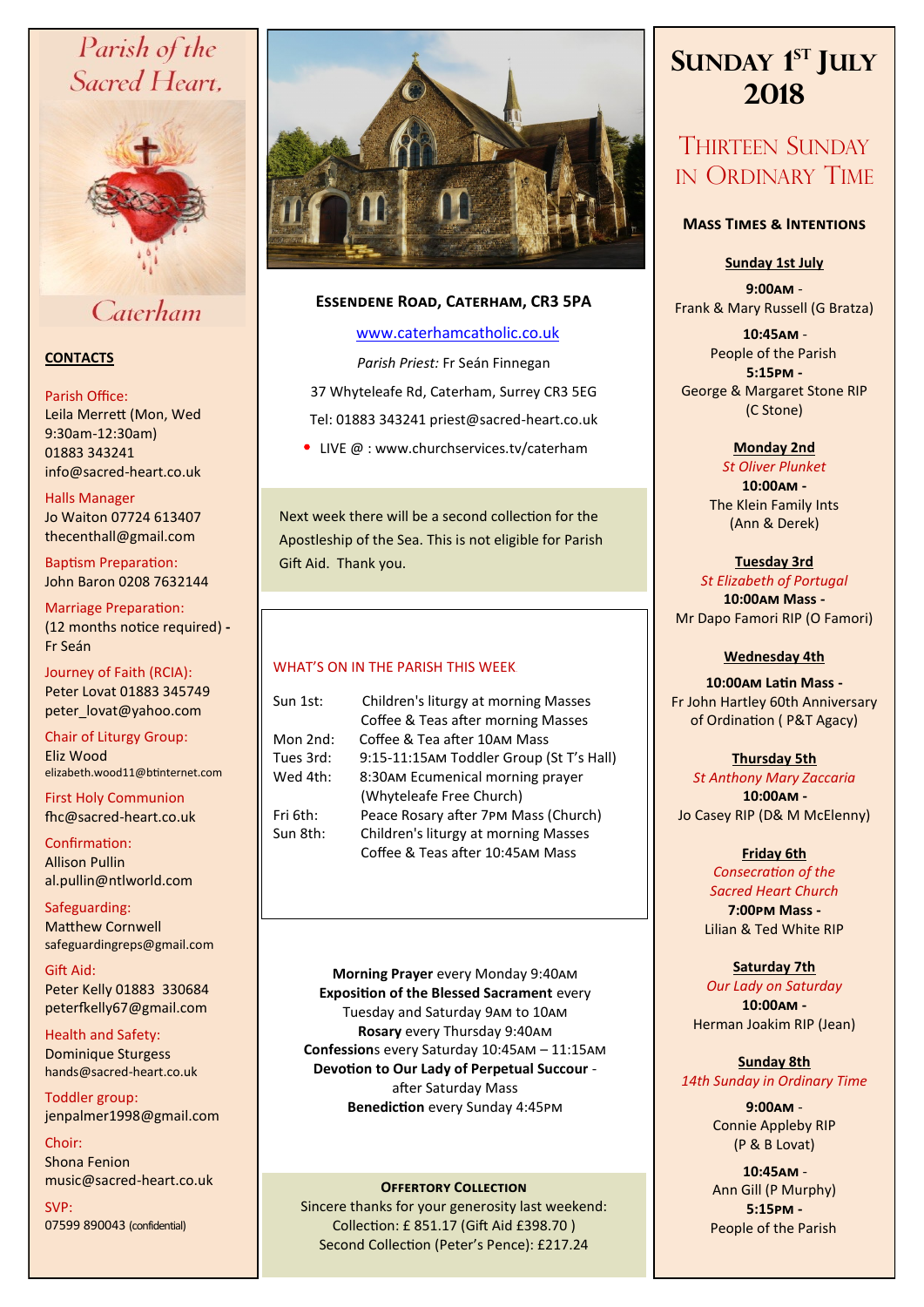# Parish of the Sacred Heart, Caterham

## CONTACTS

Parish Office:
Leila Merrett (Mon, Wed 9:30am-12:30am)
01883 343241
info@sacred-heart.co.uk

Halls Manager
Jo Waiton 07724 613407
thecenthall@gmail.com

Baptism Preparation:
John Baron 0208 7632144

Marriage Preparation:
(12 months notice required) - Fr Seán

Journey of Faith (RCIA):
Peter Lovat 01883 345749
peter_lovat@yahoo.com

Chair of Liturgy Group:
Eliz Wood
elizabeth.wood11@btinternet.com

First Holy Communion
fhc@sacred-heart.co.uk

Confirmation:
Allison Pullin
al.pullin@ntlworld.com

Safeguarding:
Matthew Cornwell
safeguardingreps@gmail.com

Gift Aid:
Peter Kelly 01883 330684
peterfkelly67@gmail.com

Health and Safety:
Dominique Sturgess
hands@sacred-heart.co.uk

Toddler group:
jenpalmer1998@gmail.com

Choir:
Shona Fenion
music@sacred-heart.co.uk

SVP:
07599 890043 (confidential)

## Essendene Road, Caterham, CR3 5PA

www.caterhamcatholic.co.uk

*Parish Priest:* Fr Seán Finnegan

37 Whyteleafe Rd, Caterham, Surrey CR3 5EG

Tel: 01883 343241 priest@sacred-heart.co.uk

- LIVE @ : www.churchservices.tv/caterham

Next week there will be a second collection for the Apostleship of the Sea. This is not eligible for Parish Gift Aid. Thank you.

### WHAT'S ON IN THE PARISH THIS WEEK

| | |
|---|---|
| Sun 1st: | Children's liturgy at morning Masses<br>Coffee & Teas after morning Masses |
| Mon 2nd: | Coffee & Tea after 10AM Mass |
| Tues 3rd: | 9:15-11:15AM Toddler Group (St T's Hall) |
| Wed 4th: | 8:30AM Ecumenical morning prayer (Whyteleafe Free Church) |
| Fri 6th: | Peace Rosary after 7PM Mass (Church) |
| Sun 8th: | Children's liturgy at morning Masses<br>Coffee & Teas after 10:45AM Mass |

**Morning Prayer** every Monday 9:40AM
**Exposition of the Blessed Sacrament** every Tuesday and Saturday 9AM to 10AM
**Rosary** every Thursday 9:40AM
**Confessions** every Saturday 10:45AM – 11:15AM
**Devotion to Our Lady of Perpetual Succour** - after Saturday Mass
**Benediction** every Sunday 4:45PM

### Offertory Collection

Sincere thanks for your generosity last weekend:
Collection: £ 851.17 (Gift Aid £398.70 )
Second Collection (Peter's Pence): £217.24

# Sunday 1st July 2018

## Thirteen Sunday in Ordinary Time

### Mass Times & Intentions

**Sunday 1st July**

**9:00AM** - Frank & Mary Russell (G Bratza)

**10:45AM** - People of the Parish

**5:15PM** - George & Margaret Stone RIP (C Stone)

**Monday 2nd**
*St Oliver Plunket*
**10:00AM** - The Klein Family Ints (Ann & Derek)

**Tuesday 3rd**
*St Elizabeth of Portugal*
**10:00AM Mass** - Mr Dapo Famori RIP (O Famori)

**Wednesday 4th**
**10:00AM Latin Mass** - Fr John Hartley 60th Anniversary of Ordination ( P&T Agacy)

**Thursday 5th**
*St Anthony Mary Zaccaria*
**10:00AM** - Jo Casey RIP (D& M McElenny)

**Friday 6th**
*Consecration of the Sacred Heart Church*
**7:00PM Mass** - Lilian & Ted White RIP

**Saturday 7th**
*Our Lady on Saturday*
**10:00AM** - Herman Joakim RIP (Jean)

**Sunday 8th**
*14th Sunday in Ordinary Time*

**9:00AM** - Connie Appleby RIP (P & B Lovat)

**10:45AM** - Ann Gill (P Murphy)

**5:15PM** - People of the Parish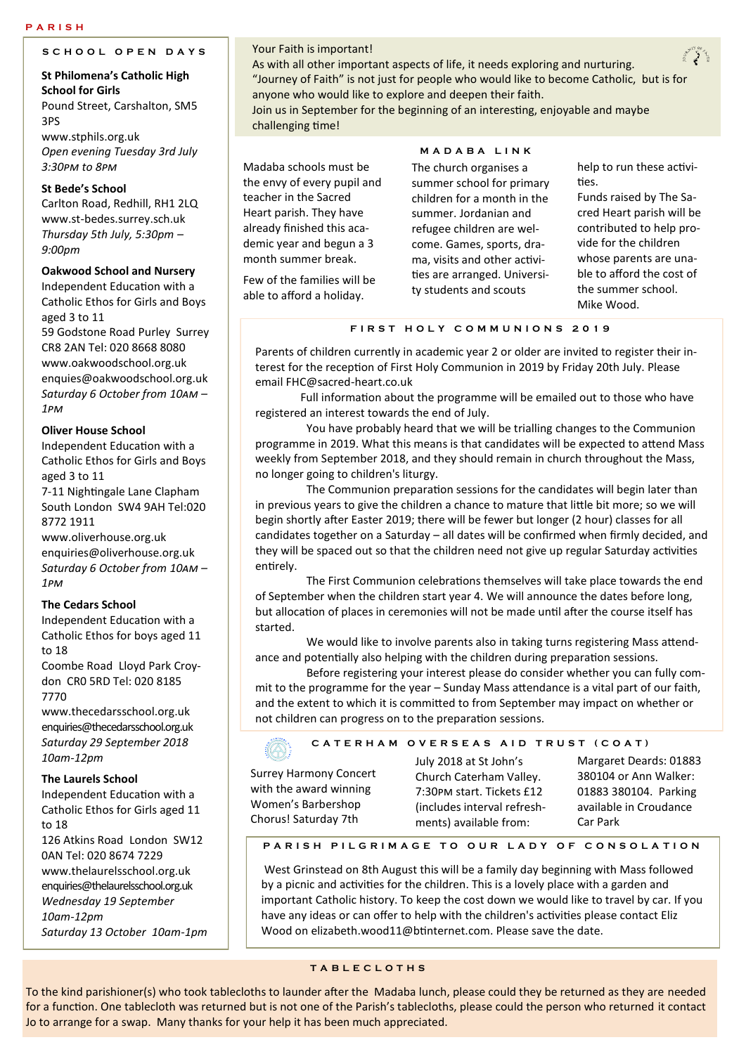## SCHOOL OPEN DAYS

**St Philomena's Catholic High School for Girls**
Pound Street, Carshalton, SM5 3PS
www.stphils.org.uk
*Open evening Tuesday 3rd July 3:30PM to 8PM*

**St Bede's School**
Carlton Road, Redhill, RH1 2LQ
www.st-bedes.surrey.sch.uk
*Thursday 5th July, 5:30pm – 9:00pm*

**Oakwood School and Nursery**
Independent Education with a Catholic Ethos for Girls and Boys aged 3 to 11
59 Godstone Road Purley Surrey CR8 2AN Tel: 020 8668 8080
www.oakwoodschool.org.uk
enquies@oakwoodschool.org.uk
*Saturday 6 October from 10AM – 1PM*

**Oliver House School**
Independent Education with a Catholic Ethos for Girls and Boys aged 3 to 11
7-11 Nightingale Lane Clapham South London SW4 9AH Tel:020 8772 1911
www.oliverhouse.org.uk
enquiries@oliverhouse.org.uk
*Saturday 6 October from 10AM – 1PM*

**The Cedars School**
Independent Education with a Catholic Ethos for boys aged 11 to 18
Coombe Road Lloyd Park Croydon CR0 5RD Tel: 020 8185 7770
www.thecedarsschool.org.uk
enquiries@thecedarsschool.org.uk
*Saturday 29 September 2018 10am-12pm*

**The Laurels School**
Independent Education with a Catholic Ethos for Girls aged 11 to 18
126 Atkins Road London SW12 0AN Tel: 020 8674 7229
www.thelaurelsschool.org.uk
enquiries@thelaurelsschool.org.uk
*Wednesday 19 September 10am-12pm*
*Saturday 13 October 10am-1pm*

Your Faith is important!
As with all other important aspects of life, it needs exploring and nurturing.
"Journey of Faith" is not just for people who would like to become Catholic, but is for anyone who would like to explore and deepen their faith.
Join us in September for the beginning of an interesting, enjoyable and maybe challenging time!

## MADABA LINK

Madaba schools must be the envy of every pupil and teacher in the Sacred Heart parish. They have already finished this academic year and begun a 3 month summer break.

Few of the families will be able to afford a holiday.

The church organises a summer school for primary children for a month in the summer. Jordanian and refugee children are welcome. Games, sports, drama, visits and other activities are arranged. University students and scouts help to run these activities.

Funds raised by The Sacred Heart parish will be contributed to help provide for the children whose parents are unable to afford the cost of the summer school.
Mike Wood.

## FIRST HOLY COMMUNIONS 2019

Parents of children currently in academic year 2 or older are invited to register their interest for the reception of First Holy Communion in 2019 by Friday 20th July. Please email FHC@sacred-heart.co.uk

Full information about the programme will be emailed out to those who have registered an interest towards the end of July.

You have probably heard that we will be trialling changes to the Communion programme in 2019. What this means is that candidates will be expected to attend Mass weekly from September 2018, and they should remain in church throughout the Mass, no longer going to children's liturgy.

The Communion preparation sessions for the candidates will begin later than in previous years to give the children a chance to mature that little bit more; so we will begin shortly after Easter 2019; there will be fewer but longer (2 hour) classes for all candidates together on a Saturday – all dates will be confirmed when firmly decided, and they will be spaced out so that the children need not give up regular Saturday activities entirely.

The First Communion celebrations themselves will take place towards the end of September when the children start year 4. We will announce the dates before long, but allocation of places in ceremonies will not be made until after the course itself has started.

We would like to involve parents also in taking turns registering Mass attendance and potentially also helping with the children during preparation sessions.

Before registering your interest please do consider whether you can fully commit to the programme for the year – Sunday Mass attendance is a vital part of our faith, and the extent to which it is committed to from September may impact on whether or not children can progress on to the preparation sessions.

## CATERHAM OVERSEAS AID TRUST (COAT)

Surrey Harmony Concert with the award winning Women's Barbershop Chorus! Saturday 7th July 2018 at St John's Church Caterham Valley. 7:30PM start. Tickets £12 (includes interval refreshments) available from: Margaret Deards: 01883 380104 or Ann Walker: 01883 380104. Parking available in Croudance Car Park

## PARISH PILGRIMAGE TO OUR LADY OF CONSOLATION

West Grinstead on 8th August this will be a family day beginning with Mass followed by a picnic and activities for the children. This is a lovely place with a garden and important Catholic history. To keep the cost down we would like to travel by car. If you have any ideas or can offer to help with the children's activities please contact Eliz Wood on elizabeth.wood11@btinternet.com. Please save the date.

## TABLECLOTHS

To the kind parishioner(s) who took tablecloths to launder after the Madaba lunch, please could they be returned as they are needed for a function. One tablecloth was returned but is not one of the Parish's tablecloths, please could the person who returned it contact Jo to arrange for a swap. Many thanks for your help it has been much appreciated.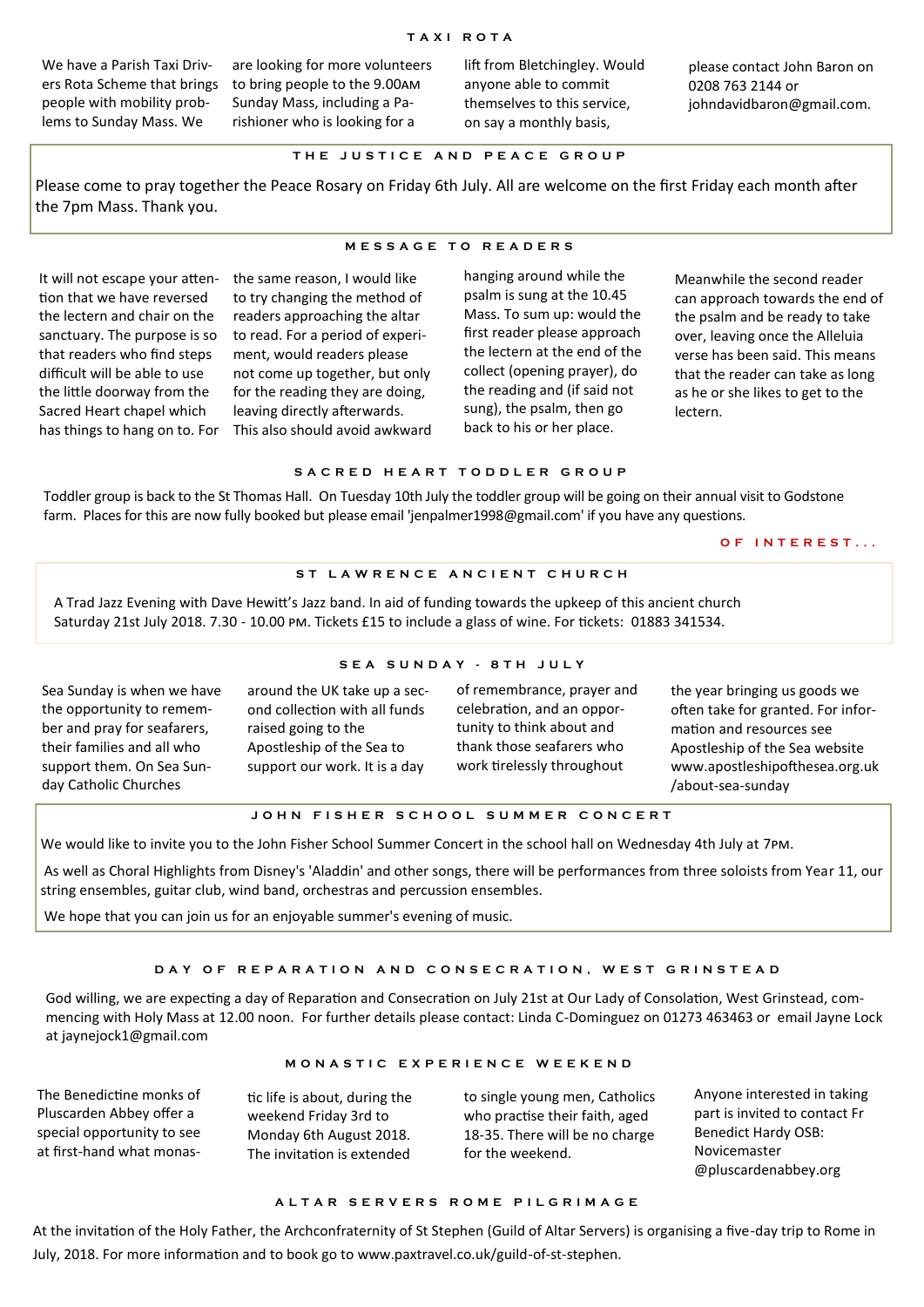## TAXI ROTA

We have a Parish Taxi Drivers Rota Scheme that brings people with mobility problems to Sunday Mass. We are looking for more volunteers to bring people to the 9.00AM Sunday Mass, including a Parishioner who is looking for a lift from Bletchingley. Would anyone able to commit themselves to this service, on say a monthly basis, please contact John Baron on 0208 763 2144 or johndavidbaron@gmail.com.

## THE JUSTICE AND PEACE GROUP

Please come to pray together the Peace Rosary on Friday 6th July. All are welcome on the first Friday each month after the 7pm Mass. Thank you.

## MESSAGE TO READERS

It will not escape your attention that we have reversed the lectern and chair on the sanctuary. The purpose is so that readers who find steps difficult will be able to use the little doorway from the Sacred Heart chapel which has things to hang on to. For the same reason, I would like to try changing the method of readers approaching the altar to read. For a period of experiment, would readers please not come up together, but only for the reading they are doing, leaving directly afterwards. This also should avoid awkward hanging around while the psalm is sung at the 10.45 Mass. To sum up: would the first reader please approach the lectern at the end of the collect (opening prayer), do the reading and (if said not sung), the psalm, then go back to his or her place. Meanwhile the second reader can approach towards the end of the psalm and be ready to take over, leaving once the Alleluia verse has been said. This means that the reader can take as long as he or she likes to get to the lectern.

## SACRED HEART TODDLER GROUP

Toddler group is back to the St Thomas Hall. On Tuesday 10th July the toddler group will be going on their annual visit to Godstone farm. Places for this are now fully booked but please email 'jenpalmer1998@gmail.com' if you have any questions.

**OF INTEREST...**

## ST LAWRENCE ANCIENT CHURCH

A Trad Jazz Evening with Dave Hewitt's Jazz band. In aid of funding towards the upkeep of this ancient church Saturday 21st July 2018. 7.30 - 10.00 PM. Tickets £15 to include a glass of wine. For tickets: 01883 341534.

## SEA SUNDAY - 8TH JULY

Sea Sunday is when we have the opportunity to remember and pray for seafarers, their families and all who support them. On Sea Sunday Catholic Churches around the UK take up a second collection with all funds raised going to the Apostleship of the Sea to support our work. It is a day of remembrance, prayer and celebration, and an opportunity to think about and thank those seafarers who work tirelessly throughout the year bringing us goods we often take for granted. For information and resources see Apostleship of the Sea website www.apostleshipofthesea.org.uk/about-sea-sunday

## JOHN FISHER SCHOOL SUMMER CONCERT

We would like to invite you to the John Fisher School Summer Concert in the school hall on Wednesday 4th July at 7PM.

As well as Choral Highlights from Disney's 'Aladdin' and other songs, there will be performances from three soloists from Year 11, our string ensembles, guitar club, wind band, orchestras and percussion ensembles.

We hope that you can join us for an enjoyable summer's evening of music.

## DAY OF REPARATION AND CONSECRATION, WEST GRINSTEAD

God willing, we are expecting a day of Reparation and Consecration on July 21st at Our Lady of Consolation, West Grinstead, commencing with Holy Mass at 12.00 noon. For further details please contact: Linda C-Dominguez on 01273 463463 or email Jayne Lock at jaynejock1@gmail.com

## MONASTIC EXPERIENCE WEEKEND

The Benedictine monks of Pluscarden Abbey offer a special opportunity to see at first-hand what monastic life is about, during the weekend Friday 3rd to Monday 6th August 2018. The invitation is extended to single young men, Catholics who practise their faith, aged 18-35. There will be no charge for the weekend. Anyone interested in taking part is invited to contact Fr Benedict Hardy OSB: Novicemaster @pluscardenabbey.org

## ALTAR SERVERS ROME PILGRIMAGE

At the invitation of the Holy Father, the Archconfraternity of St Stephen (Guild of Altar Servers) is organising a five-day trip to Rome in July, 2018. For more information and to book go to www.paxtravel.co.uk/guild-of-st-stephen.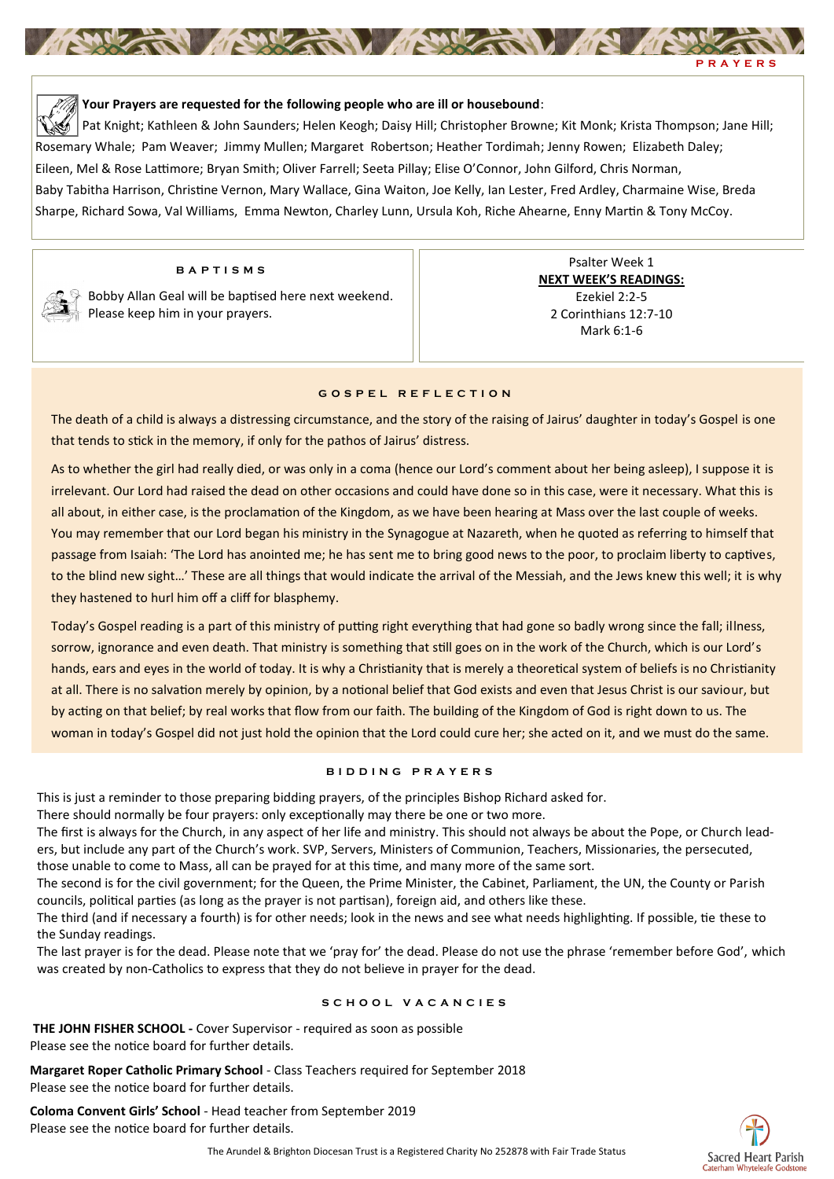## PRAYERS

**Your Prayers are requested for the following people who are ill or housebound**:

Pat Knight; Kathleen & John Saunders; Helen Keogh; Daisy Hill; Christopher Browne; Kit Monk; Krista Thompson; Jane Hill; Rosemary Whale; Pam Weaver; Jimmy Mullen; Margaret Robertson; Heather Tordimah; Jenny Rowen; Elizabeth Daley; Eileen, Mel & Rose Lattimore; Bryan Smith; Oliver Farrell; Seeta Pillay; Elise O'Connor, John Gilford, Chris Norman, Baby Tabitha Harrison, Christine Vernon, Mary Wallace, Gina Waiton, Joe Kelly, Ian Lester, Fred Ardley, Charmaine Wise, Breda Sharpe, Richard Sowa, Val Williams, Emma Newton, Charley Lunn, Ursula Koh, Riche Ahearne, Enny Martin & Tony McCoy.

### BAPTISMS

Bobby Allan Geal will be baptised here next weekend. Please keep him in your prayers.

Psalter Week 1

**NEXT WEEK'S READINGS:**

Ezekiel 2:2-5

2 Corinthians 12:7-10

Mark 6:1-6

### GOSPEL REFLECTION

The death of a child is always a distressing circumstance, and the story of the raising of Jairus' daughter in today's Gospel is one that tends to stick in the memory, if only for the pathos of Jairus' distress.

As to whether the girl had really died, or was only in a coma (hence our Lord's comment about her being asleep), I suppose it is irrelevant. Our Lord had raised the dead on other occasions and could have done so in this case, were it necessary. What this is all about, in either case, is the proclamation of the Kingdom, as we have been hearing at Mass over the last couple of weeks. You may remember that our Lord began his ministry in the Synagogue at Nazareth, when he quoted as referring to himself that passage from Isaiah: 'The Lord has anointed me; he has sent me to bring good news to the poor, to proclaim liberty to captives, to the blind new sight…' These are all things that would indicate the arrival of the Messiah, and the Jews knew this well; it is why they hastened to hurl him off a cliff for blasphemy.

Today's Gospel reading is a part of this ministry of putting right everything that had gone so badly wrong since the fall; illness, sorrow, ignorance and even death. That ministry is something that still goes on in the work of the Church, which is our Lord's hands, ears and eyes in the world of today. It is why a Christianity that is merely a theoretical system of beliefs is no Christianity at all. There is no salvation merely by opinion, by a notional belief that God exists and even that Jesus Christ is our saviour, but by acting on that belief; by real works that flow from our faith. The building of the Kingdom of God is right down to us. The woman in today's Gospel did not just hold the opinion that the Lord could cure her; she acted on it, and we must do the same.

### BIDDING PRAYERS

This is just a reminder to those preparing bidding prayers, of the principles Bishop Richard asked for.

There should normally be four prayers: only exceptionally may there be one or two more.

The first is always for the Church, in any aspect of her life and ministry. This should not always be about the Pope, or Church leaders, but include any part of the Church's work. SVP, Servers, Ministers of Communion, Teachers, Missionaries, the persecuted, those unable to come to Mass, all can be prayed for at this time, and many more of the same sort.

The second is for the civil government; for the Queen, the Prime Minister, the Cabinet, Parliament, the UN, the County or Parish councils, political parties (as long as the prayer is not partisan), foreign aid, and others like these.

The third (and if necessary a fourth) is for other needs; look in the news and see what needs highlighting. If possible, tie these to the Sunday readings.

The last prayer is for the dead. Please note that we 'pray for' the dead. Please do not use the phrase 'remember before God', which was created by non-Catholics to express that they do not believe in prayer for the dead.

### SCHOOL VACANCIES

**THE JOHN FISHER SCHOOL -** Cover Supervisor - required as soon as possible
Please see the notice board for further details.

**Margaret Roper Catholic Primary School** - Class Teachers required for September 2018
Please see the notice board for further details.

**Coloma Convent Girls' School** - Head teacher from September 2019
Please see the notice board for further details.

The Arundel & Brighton Diocesan Trust is a Registered Charity No 252878 with Fair Trade Status

Sacred Heart Parish
Caterham Whyteleafe Godstone